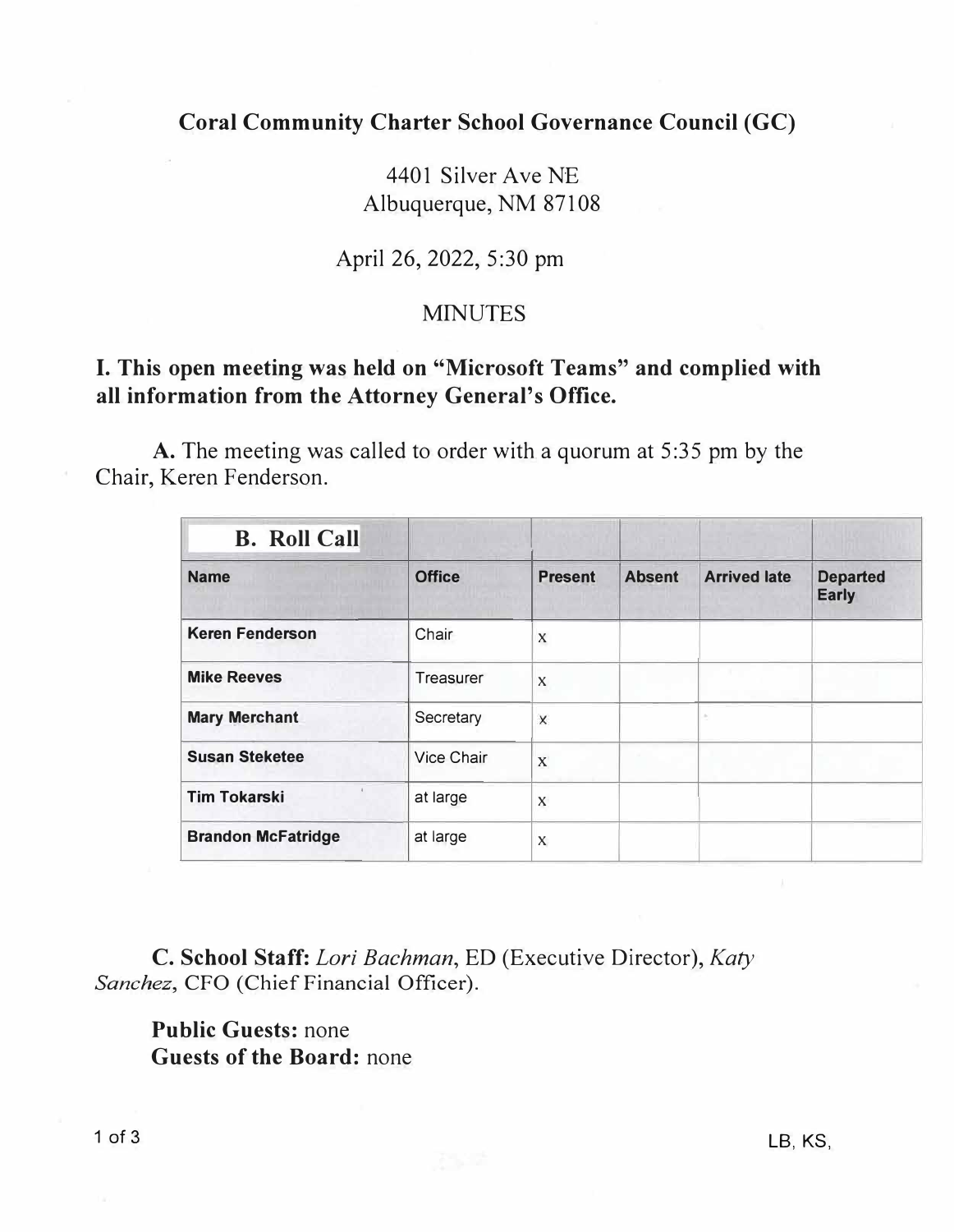# Coral Community Charter School Governance Council (GC)

4401 Silver Ave NE
Albuquerque, NM 87108

April 26, 2022, 5:30 pm

MINUTES

## I. This open meeting was held on "Microsoft Teams" and complied with all information from the Attorney General's Office.

**A.** The meeting was called to order with a quorum at 5:35 pm by the Chair, Keren Fenderson.

| B. Roll Call | | | | | |
|---|---|---|---|---|---|
| **Name** | **Office** | **Present** | **Absent** | **Arrived late** | **Departed Early** |
| **Keren Fenderson** | Chair | x | | | |
| **Mike Reeves** | Treasurer | x | | | |
| **Mary Merchant** | Secretary | x | | | |
| **Susan Steketee** | Vice Chair | x | | | |
| **Tim Tokarski** | at large | x | | | |
| **Brandon McFatridge** | at large | x | | | |

**C. School Staff:** *Lori Bachman*, ED (Executive Director), *Katy Sanchez*, CFO (Chief Financial Officer).

**Public Guests:** none
**Guests of the Board:** none

LB, KS,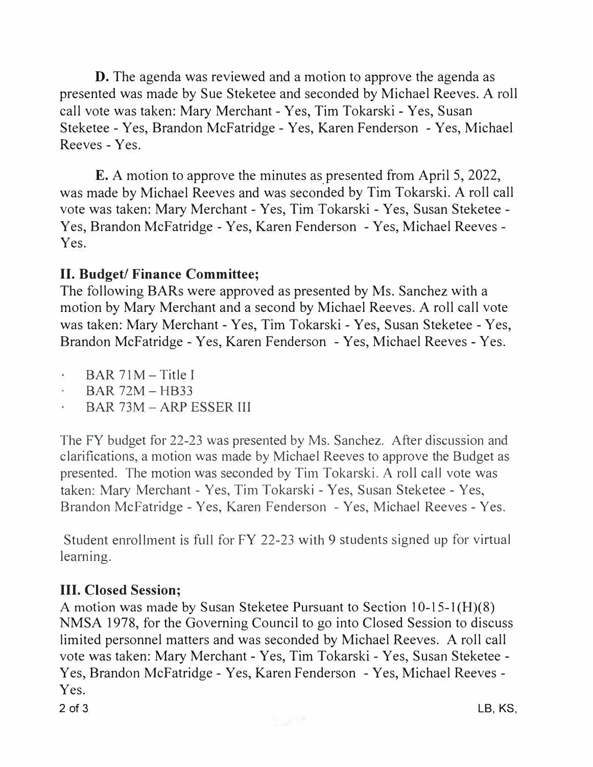**D.** The agenda was reviewed and a motion to approve the agenda as presented was made by Sue Steketee and seconded by Michael Reeves. A roll call vote was taken: Mary Merchant - Yes, Tim Tokarski - Yes, Susan Steketee - Yes, Brandon McFatridge - Yes, Karen Fenderson - Yes, Michael Reeves - Yes.

**E.** A motion to approve the minutes as presented from April 5, 2022, was made by Michael Reeves and was seconded by Tim Tokarski. A roll call vote was taken: Mary Merchant - Yes, Tim Tokarski - Yes, Susan Steketee - Yes, Brandon McFatridge - Yes, Karen Fenderson - Yes, Michael Reeves - Yes.

## II. Budget/ Finance Committee;

The following BARs were approved as presented by Ms. Sanchez with a motion by Mary Merchant and a second by Michael Reeves. A roll call vote was taken: Mary Merchant - Yes, Tim Tokarski - Yes, Susan Steketee - Yes, Brandon McFatridge - Yes, Karen Fenderson - Yes, Michael Reeves - Yes.

- BAR 71M – Title I
- BAR 72M – HB33
- BAR 73M – ARP ESSER III

The FY budget for 22-23 was presented by Ms. Sanchez. After discussion and clarifications, a motion was made by Michael Reeves to approve the Budget as presented. The motion was seconded by Tim Tokarski. A roll call vote was taken: Mary Merchant - Yes, Tim Tokarski - Yes, Susan Steketee - Yes, Brandon McFatridge - Yes, Karen Fenderson - Yes, Michael Reeves - Yes.

Student enrollment is full for FY 22-23 with 9 students signed up for virtual learning.

## III. Closed Session;

A motion was made by Susan Steketee Pursuant to Section 10-15-1(H)(8) NMSA 1978, for the Governing Council to go into Closed Session to discuss limited personnel matters and was seconded by Michael Reeves. A roll call vote was taken: Mary Merchant - Yes, Tim Tokarski - Yes, Susan Steketee - Yes, Brandon McFatridge - Yes, Karen Fenderson - Yes, Michael Reeves - Yes.

LB, KS,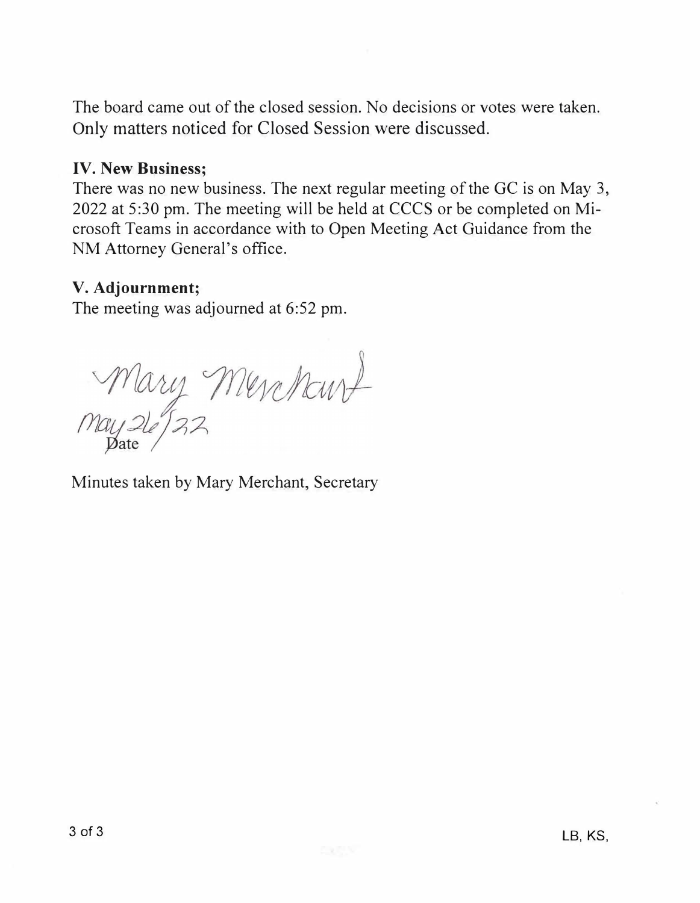The board came out of the closed session. No decisions or votes were taken. Only matters noticed for Closed Session were discussed.

**IV. New Business;**

There was no new business. The next regular meeting of the GC is on May 3, 2022 at 5:30 pm. The meeting will be held at CCCS or be completed on Microsoft Teams in accordance with to Open Meeting Act Guidance from the NM Attorney General's office.

**V. Adjournment;**

The meeting was adjourned at 6:52 pm.

Mary Merchant

May 26/22

Date

Minutes taken by Mary Merchant, Secretary

LB, KS,